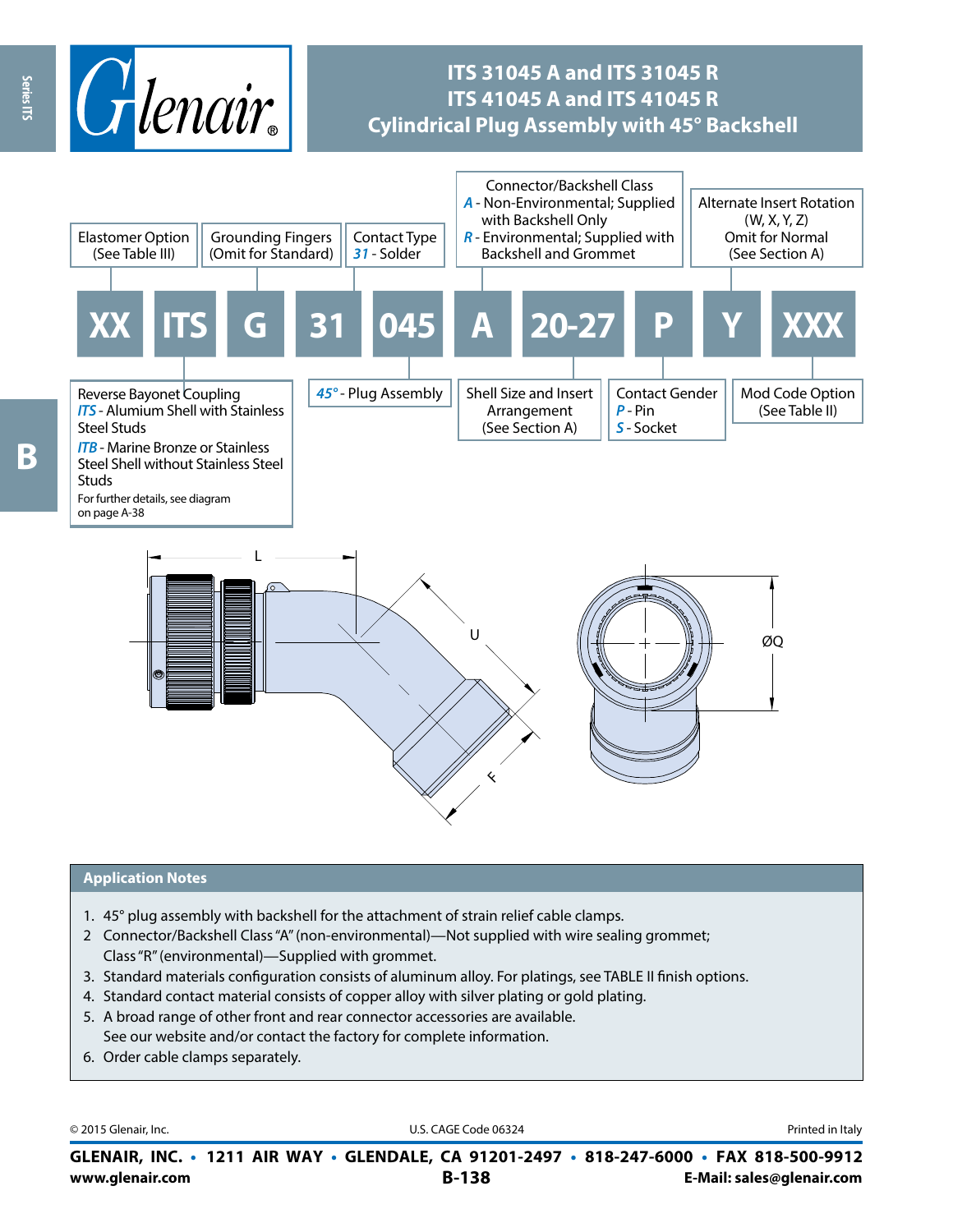# ITS 31045 A and ITS 31045 R
# ITS 41045 A and ITS 41045 R
# Cylindrical Plug Assembly with 45° Backshell

**XX ITS G 31 045 A 20-27 P Y XXX**

- **XX** – Elastomer Option (See Table III)
- **ITS** – Reverse Bayonet Coupling
  - *ITS* - Alumium Shell with Stainless Steel Studs
  - *ITB* - Marine Bronze or Stainless Steel Shell without Stainless Steel Studs
  - For further details, see diagram on page A-38
- **G** – Grounding Fingers (Omit for Standard)
- **31** – Contact Type
  - *31* - Solder
- **045** – *45°* - Plug Assembly
- **A** – Connector/Backshell Class
  - *A* - Non-Environmental; Supplied with Backshell Only
  - *R* - Environmental; Supplied with Backshell and Grommet
- **20-27** – Shell Size and Insert Arrangement (See Section A)
- **P** – Contact Gender
  - *P* - Pin
  - *S* - Socket
- **Y** – Alternate Insert Rotation (W, X, Y, Z) Omit for Normal (See Section A)
- **XXX** – Mod Code Option (See Table II)

L U F ØQ

## Application Notes

1. 45° plug assembly with backshell for the attachment of strain relief cable clamps.
2. Connector/Backshell Class "A" (non-environmental)—Not supplied with wire sealing grommet; Class "R" (environmental)—Supplied with grommet.
3. Standard materials configuration consists of aluminum alloy. For platings, see TABLE II finish options.
4. Standard contact material consists of copper alloy with silver plating or gold plating.
5. A broad range of other front and rear connector accessories are available. See our website and/or contact the factory for complete information.
6. Order cable clamps separately.

© 2015 Glenair, Inc. U.S. CAGE Code 06324 Printed in Italy

**GLENAIR, INC. • 1211 AIR WAY • GLENDALE, CA 91201-2497 • 818-247-6000 • FAX 818-500-9912**
**www.glenair.com** **E-Mail: sales@glenair.com**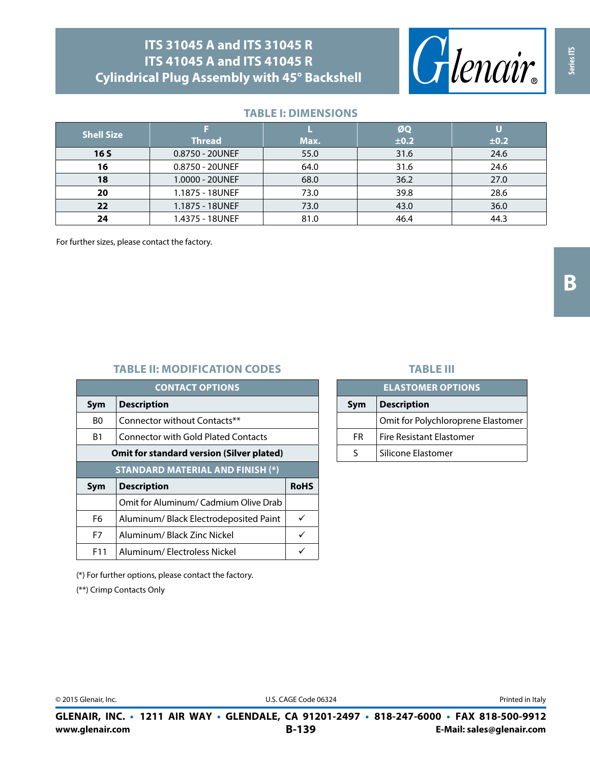# ITS 31045 A and ITS 31045 R
# ITS 41045 A and ITS 41045 R
# Cylindrical Plug Assembly with 45° Backshell

## TABLE I: DIMENSIONS

| Shell Size | F Thread | L Max. | ØQ ±0.2 | U ±0.2 |
|---|---|---|---|---|
| **16 S** | 0.8750 - 20UNEF | 55.0 | 31.6 | 24.6 |
| **16** | 0.8750 - 20UNEF | 64.0 | 31.6 | 24.6 |
| **18** | 1.0000 - 20UNEF | 68.0 | 36.2 | 27.0 |
| **20** | 1.1875 - 18UNEF | 73.0 | 39.8 | 28.6 |
| **22** | 1.1875 - 18UNEF | 73.0 | 43.0 | 36.0 |
| **24** | 1.4375 - 18UNEF | 81.0 | 46.4 | 44.3 |

For further sizes, please contact the factory.

## TABLE II: MODIFICATION CODES

| CONTACT OPTIONS | | |
|---|---|---|
| **Sym** | **Description** | |
| B0 | Connector without Contacts** | |
| B1 | Connector with Gold Plated Contacts | |
| **Omit for standard version (Silver plated)** | | |
| **STANDARD MATERIAL AND FINISH (*)** | | |
| **Sym** | **Description** | **RoHS** |
| | Omit for Aluminum/ Cadmium Olive Drab | |
| F6 | Aluminum/ Black Electrodeposited Paint | ✓ |
| F7 | Aluminum/ Black Zinc Nickel | ✓ |
| F11 | Aluminum/ Electroless Nickel | ✓ |

(*) For further options, please contact the factory.

(**) Crimp Contacts Only

## TABLE III

| ELASTOMER OPTIONS | |
|---|---|
| **Sym** | **Description** |
| | Omit for Polychloroprene Elastomer |
| FR | Fire Resistant Elastomer |
| S | Silicone Elastomer |

© 2015 Glenair, Inc. U.S. CAGE Code 06324 Printed in Italy

**GLENAIR, INC. • 1211 AIR WAY • GLENDALE, CA 91201-2497 • 818-247-6000 • FAX 818-500-9912**
**www.glenair.com** **E-Mail: sales@glenair.com**